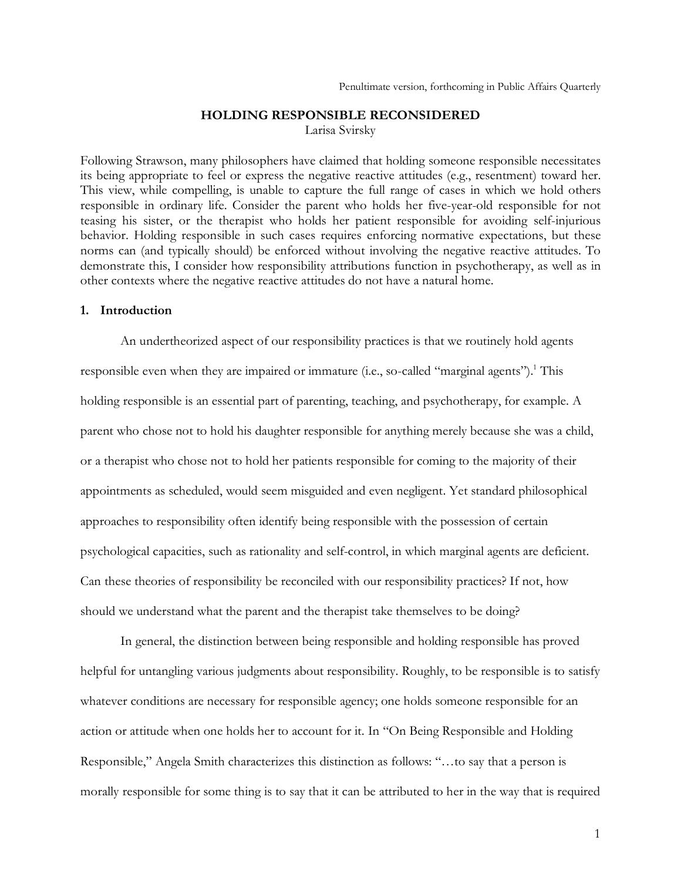Penultimate version, forthcoming in Public Affairs Quarterly

# HOLDING RESPONSIBLE RECONSIDERED

Larisa Svirsky

Following Strawson, many philosophers have claimed that holding someone responsible necessitates its being appropriate to feel or express the negative reactive attitudes (e.g., resentment) toward her. This view, while compelling, is unable to capture the full range of cases in which we hold others responsible in ordinary life. Consider the parent who holds her five-year-old responsible for not teasing his sister, or the therapist who holds her patient responsible for avoiding self-injurious behavior. Holding responsible in such cases requires enforcing normative expectations, but these norms can (and typically should) be enforced without involving the negative reactive attitudes. To demonstrate this, I consider how responsibility attributions function in psychotherapy, as well as in other contexts where the negative reactive attitudes do not have a natural home.

## 1. Introduction

An undertheorized aspect of our responsibility practices is that we routinely hold agents responsible even when they are impaired or immature (i.e., so-called "marginal agents").[1] This holding responsible is an essential part of parenting, teaching, and psychotherapy, for example. A parent who chose not to hold his daughter responsible for anything merely because she was a child, or a therapist who chose not to hold her patients responsible for coming to the majority of their appointments as scheduled, would seem misguided and even negligent. Yet standard philosophical approaches to responsibility often identify being responsible with the possession of certain psychological capacities, such as rationality and self-control, in which marginal agents are deficient. Can these theories of responsibility be reconciled with our responsibility practices? If not, how should we understand what the parent and the therapist take themselves to be doing?

In general, the distinction between being responsible and holding responsible has proved helpful for untangling various judgments about responsibility. Roughly, to be responsible is to satisfy whatever conditions are necessary for responsible agency; one holds someone responsible for an action or attitude when one holds her to account for it. In "On Being Responsible and Holding Responsible," Angela Smith characterizes this distinction as follows: "…to say that a person is morally responsible for some thing is to say that it can be attributed to her in the way that is required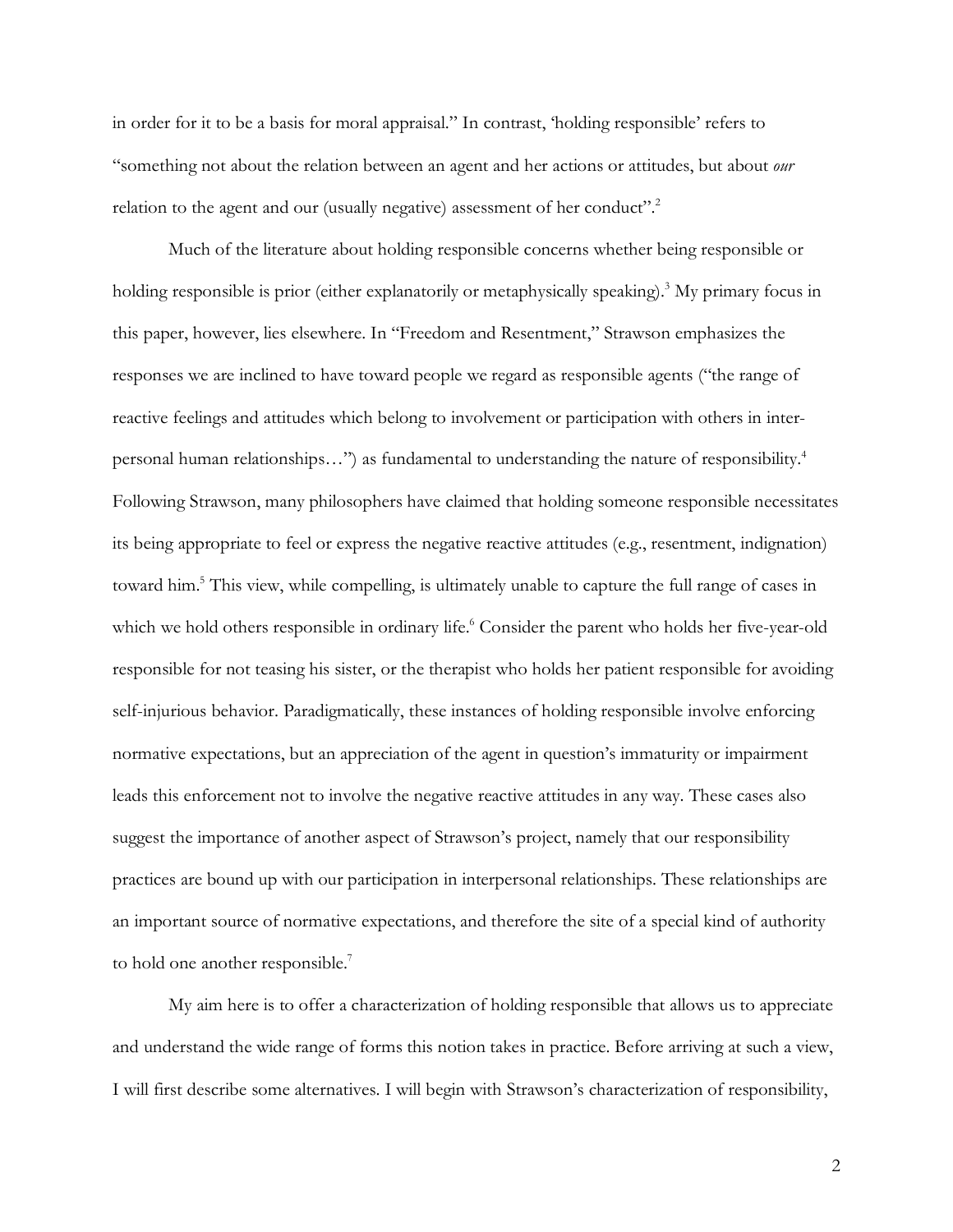in order for it to be a basis for moral appraisal." In contrast, 'holding responsible' refers to "something not about the relation between an agent and her actions or attitudes, but about *our* relation to the agent and our (usually negative) assessment of her conduct".[2]

Much of the literature about holding responsible concerns whether being responsible or holding responsible is prior (either explanatorily or metaphysically speaking).[3] My primary focus in this paper, however, lies elsewhere. In "Freedom and Resentment," Strawson emphasizes the responses we are inclined to have toward people we regard as responsible agents ("the range of reactive feelings and attitudes which belong to involvement or participation with others in inter-personal human relationships…") as fundamental to understanding the nature of responsibility.[4] Following Strawson, many philosophers have claimed that holding someone responsible necessitates its being appropriate to feel or express the negative reactive attitudes (e.g., resentment, indignation) toward him.[5] This view, while compelling, is ultimately unable to capture the full range of cases in which we hold others responsible in ordinary life.[6] Consider the parent who holds her five-year-old responsible for not teasing his sister, or the therapist who holds her patient responsible for avoiding self-injurious behavior. Paradigmatically, these instances of holding responsible involve enforcing normative expectations, but an appreciation of the agent in question's immaturity or impairment leads this enforcement not to involve the negative reactive attitudes in any way. These cases also suggest the importance of another aspect of Strawson's project, namely that our responsibility practices are bound up with our participation in interpersonal relationships. These relationships are an important source of normative expectations, and therefore the site of a special kind of authority to hold one another responsible.[7]

My aim here is to offer a characterization of holding responsible that allows us to appreciate and understand the wide range of forms this notion takes in practice. Before arriving at such a view, I will first describe some alternatives. I will begin with Strawson's characterization of responsibility,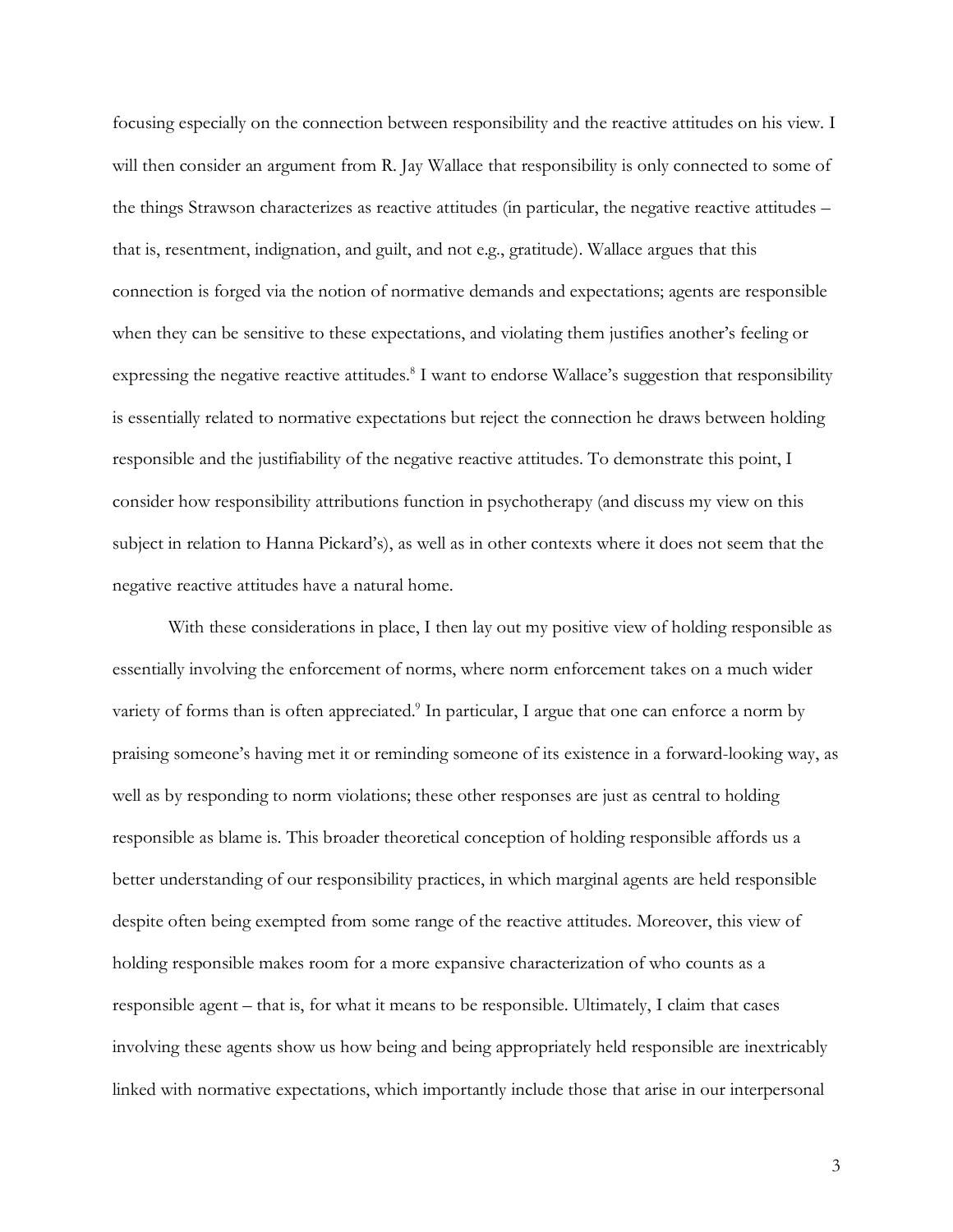focusing especially on the connection between responsibility and the reactive attitudes on his view. I will then consider an argument from R. Jay Wallace that responsibility is only connected to some of the things Strawson characterizes as reactive attitudes (in particular, the negative reactive attitudes – that is, resentment, indignation, and guilt, and not e.g., gratitude). Wallace argues that this connection is forged via the notion of normative demands and expectations; agents are responsible when they can be sensitive to these expectations, and violating them justifies another's feeling or expressing the negative reactive attitudes.[8] I want to endorse Wallace's suggestion that responsibility is essentially related to normative expectations but reject the connection he draws between holding responsible and the justifiability of the negative reactive attitudes. To demonstrate this point, I consider how responsibility attributions function in psychotherapy (and discuss my view on this subject in relation to Hanna Pickard's), as well as in other contexts where it does not seem that the negative reactive attitudes have a natural home.

With these considerations in place, I then lay out my positive view of holding responsible as essentially involving the enforcement of norms, where norm enforcement takes on a much wider variety of forms than is often appreciated.[9] In particular, I argue that one can enforce a norm by praising someone's having met it or reminding someone of its existence in a forward-looking way, as well as by responding to norm violations; these other responses are just as central to holding responsible as blame is. This broader theoretical conception of holding responsible affords us a better understanding of our responsibility practices, in which marginal agents are held responsible despite often being exempted from some range of the reactive attitudes. Moreover, this view of holding responsible makes room for a more expansive characterization of who counts as a responsible agent – that is, for what it means to be responsible. Ultimately, I claim that cases involving these agents show us how being and being appropriately held responsible are inextricably linked with normative expectations, which importantly include those that arise in our interpersonal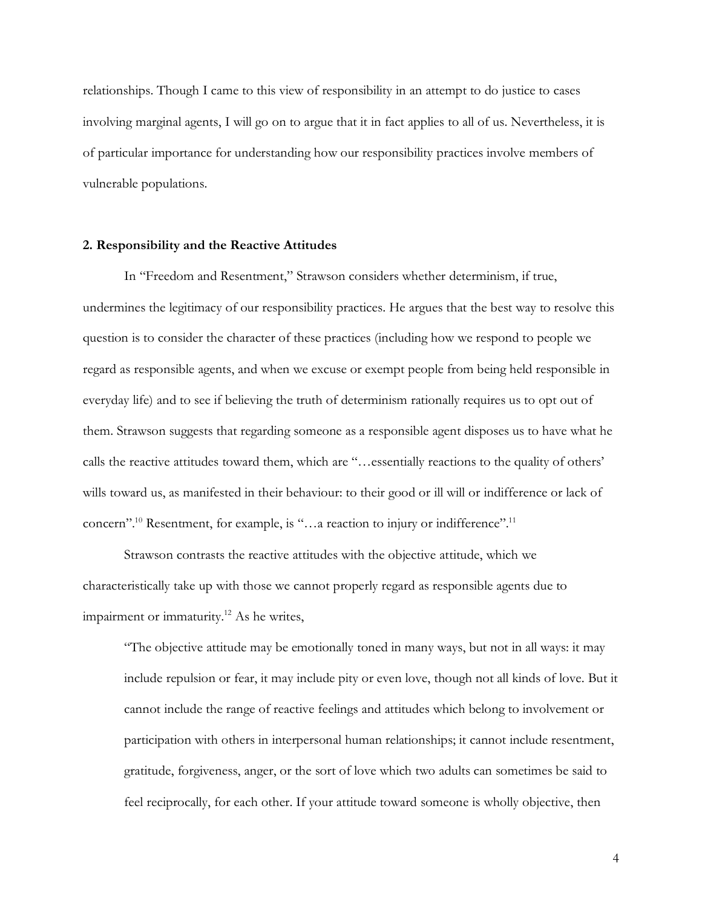relationships. Though I came to this view of responsibility in an attempt to do justice to cases involving marginal agents, I will go on to argue that it in fact applies to all of us. Nevertheless, it is of particular importance for understanding how our responsibility practices involve members of vulnerable populations.

## 2. Responsibility and the Reactive Attitudes

In "Freedom and Resentment," Strawson considers whether determinism, if true, undermines the legitimacy of our responsibility practices. He argues that the best way to resolve this question is to consider the character of these practices (including how we respond to people we regard as responsible agents, and when we excuse or exempt people from being held responsible in everyday life) and to see if believing the truth of determinism rationally requires us to opt out of them. Strawson suggests that regarding someone as a responsible agent disposes us to have what he calls the reactive attitudes toward them, which are "…essentially reactions to the quality of others' wills toward us, as manifested in their behaviour: to their good or ill will or indifference or lack of concern".[10] Resentment, for example, is "…a reaction to injury or indifference".[11]

Strawson contrasts the reactive attitudes with the objective attitude, which we characteristically take up with those we cannot properly regard as responsible agents due to impairment or immaturity.[12] As he writes,

> "The objective attitude may be emotionally toned in many ways, but not in all ways: it may include repulsion or fear, it may include pity or even love, though not all kinds of love. But it cannot include the range of reactive feelings and attitudes which belong to involvement or participation with others in interpersonal human relationships; it cannot include resentment, gratitude, forgiveness, anger, or the sort of love which two adults can sometimes be said to feel reciprocally, for each other. If your attitude toward someone is wholly objective, then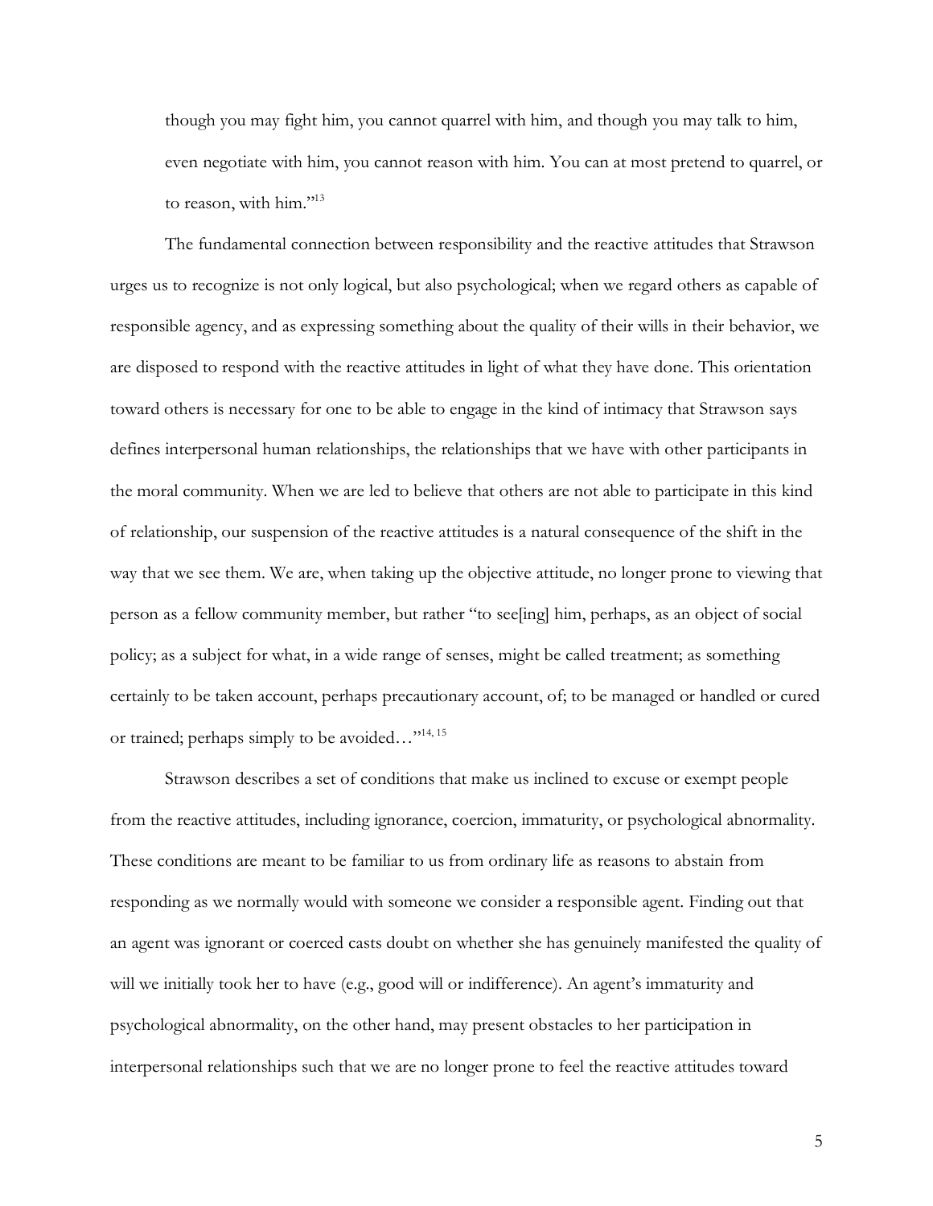though you may fight him, you cannot quarrel with him, and though you may talk to him, even negotiate with him, you cannot reason with him. You can at most pretend to quarrel, or to reason, with him."[13]

The fundamental connection between responsibility and the reactive attitudes that Strawson urges us to recognize is not only logical, but also psychological; when we regard others as capable of responsible agency, and as expressing something about the quality of their wills in their behavior, we are disposed to respond with the reactive attitudes in light of what they have done. This orientation toward others is necessary for one to be able to engage in the kind of intimacy that Strawson says defines interpersonal human relationships, the relationships that we have with other participants in the moral community. When we are led to believe that others are not able to participate in this kind of relationship, our suspension of the reactive attitudes is a natural consequence of the shift in the way that we see them. We are, when taking up the objective attitude, no longer prone to viewing that person as a fellow community member, but rather "to see[ing] him, perhaps, as an object of social policy; as a subject for what, in a wide range of senses, might be called treatment; as something certainly to be taken account, perhaps precautionary account, of; to be managed or handled or cured or trained; perhaps simply to be avoided…"[14, 15]

Strawson describes a set of conditions that make us inclined to excuse or exempt people from the reactive attitudes, including ignorance, coercion, immaturity, or psychological abnormality. These conditions are meant to be familiar to us from ordinary life as reasons to abstain from responding as we normally would with someone we consider a responsible agent. Finding out that an agent was ignorant or coerced casts doubt on whether she has genuinely manifested the quality of will we initially took her to have (e.g., good will or indifference). An agent's immaturity and psychological abnormality, on the other hand, may present obstacles to her participation in interpersonal relationships such that we are no longer prone to feel the reactive attitudes toward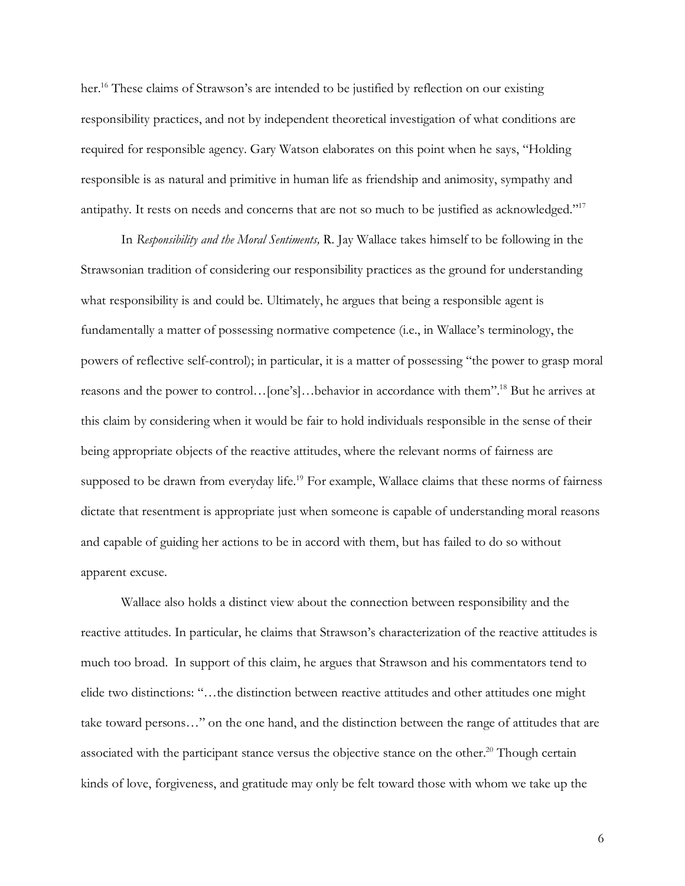her.[16] These claims of Strawson's are intended to be justified by reflection on our existing responsibility practices, and not by independent theoretical investigation of what conditions are required for responsible agency. Gary Watson elaborates on this point when he says, "Holding responsible is as natural and primitive in human life as friendship and animosity, sympathy and antipathy. It rests on needs and concerns that are not so much to be justified as acknowledged."[17]

In *Responsibility and the Moral Sentiments,* R. Jay Wallace takes himself to be following in the Strawsonian tradition of considering our responsibility practices as the ground for understanding what responsibility is and could be. Ultimately, he argues that being a responsible agent is fundamentally a matter of possessing normative competence (i.e., in Wallace's terminology, the powers of reflective self-control); in particular, it is a matter of possessing "the power to grasp moral reasons and the power to control…[one's]…behavior in accordance with them".[18] But he arrives at this claim by considering when it would be fair to hold individuals responsible in the sense of their being appropriate objects of the reactive attitudes, where the relevant norms of fairness are supposed to be drawn from everyday life.[19] For example, Wallace claims that these norms of fairness dictate that resentment is appropriate just when someone is capable of understanding moral reasons and capable of guiding her actions to be in accord with them, but has failed to do so without apparent excuse.

Wallace also holds a distinct view about the connection between responsibility and the reactive attitudes. In particular, he claims that Strawson's characterization of the reactive attitudes is much too broad. In support of this claim, he argues that Strawson and his commentators tend to elide two distinctions: "…the distinction between reactive attitudes and other attitudes one might take toward persons…" on the one hand, and the distinction between the range of attitudes that are associated with the participant stance versus the objective stance on the other.[20] Though certain kinds of love, forgiveness, and gratitude may only be felt toward those with whom we take up the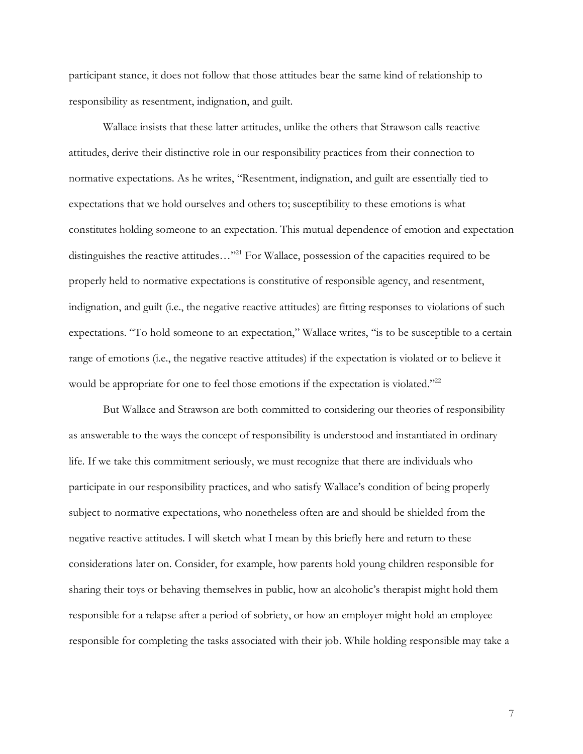participant stance, it does not follow that those attitudes bear the same kind of relationship to responsibility as resentment, indignation, and guilt.

Wallace insists that these latter attitudes, unlike the others that Strawson calls reactive attitudes, derive their distinctive role in our responsibility practices from their connection to normative expectations. As he writes, "Resentment, indignation, and guilt are essentially tied to expectations that we hold ourselves and others to; susceptibility to these emotions is what constitutes holding someone to an expectation. This mutual dependence of emotion and expectation distinguishes the reactive attitudes…"[21] For Wallace, possession of the capacities required to be properly held to normative expectations is constitutive of responsible agency, and resentment, indignation, and guilt (i.e., the negative reactive attitudes) are fitting responses to violations of such expectations. "To hold someone to an expectation," Wallace writes, "is to be susceptible to a certain range of emotions (i.e., the negative reactive attitudes) if the expectation is violated or to believe it would be appropriate for one to feel those emotions if the expectation is violated."[22]

But Wallace and Strawson are both committed to considering our theories of responsibility as answerable to the ways the concept of responsibility is understood and instantiated in ordinary life. If we take this commitment seriously, we must recognize that there are individuals who participate in our responsibility practices, and who satisfy Wallace's condition of being properly subject to normative expectations, who nonetheless often are and should be shielded from the negative reactive attitudes. I will sketch what I mean by this briefly here and return to these considerations later on. Consider, for example, how parents hold young children responsible for sharing their toys or behaving themselves in public, how an alcoholic's therapist might hold them responsible for a relapse after a period of sobriety, or how an employer might hold an employee responsible for completing the tasks associated with their job. While holding responsible may take a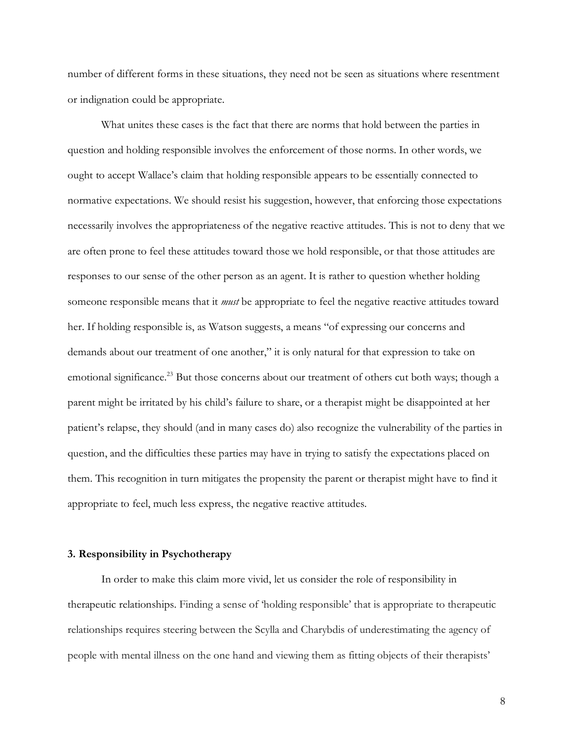number of different forms in these situations, they need not be seen as situations where resentment or indignation could be appropriate.

What unites these cases is the fact that there are norms that hold between the parties in question and holding responsible involves the enforcement of those norms. In other words, we ought to accept Wallace's claim that holding responsible appears to be essentially connected to normative expectations. We should resist his suggestion, however, that enforcing those expectations necessarily involves the appropriateness of the negative reactive attitudes. This is not to deny that we are often prone to feel these attitudes toward those we hold responsible, or that those attitudes are responses to our sense of the other person as an agent. It is rather to question whether holding someone responsible means that it *must* be appropriate to feel the negative reactive attitudes toward her. If holding responsible is, as Watson suggests, a means "of expressing our concerns and demands about our treatment of one another," it is only natural for that expression to take on emotional significance.[23] But those concerns about our treatment of others cut both ways; though a parent might be irritated by his child's failure to share, or a therapist might be disappointed at her patient's relapse, they should (and in many cases do) also recognize the vulnerability of the parties in question, and the difficulties these parties may have in trying to satisfy the expectations placed on them. This recognition in turn mitigates the propensity the parent or therapist might have to find it appropriate to feel, much less express, the negative reactive attitudes.

### 3. Responsibility in Psychotherapy

In order to make this claim more vivid, let us consider the role of responsibility in therapeutic relationships. Finding a sense of 'holding responsible' that is appropriate to therapeutic relationships requires steering between the Scylla and Charybdis of underestimating the agency of people with mental illness on the one hand and viewing them as fitting objects of their therapists'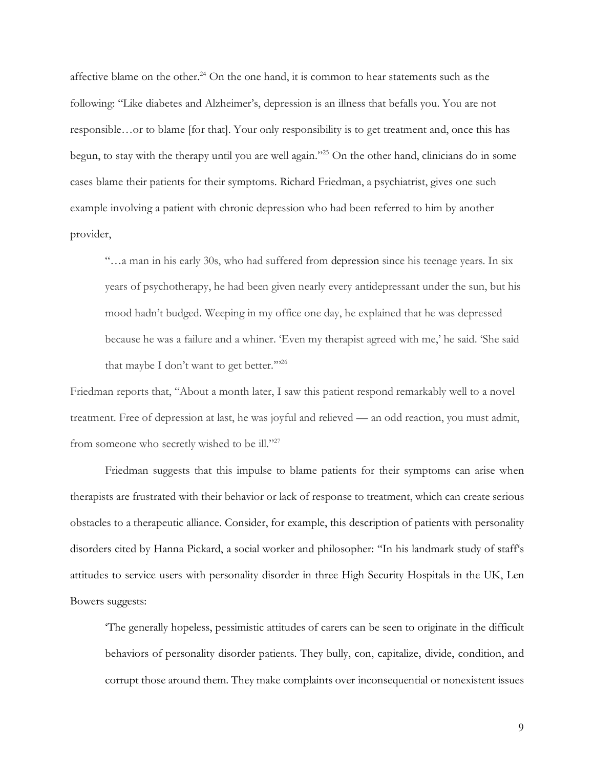affective blame on the other.[24] On the one hand, it is common to hear statements such as the following: "Like diabetes and Alzheimer's, depression is an illness that befalls you. You are not responsible…or to blame [for that]. Your only responsibility is to get treatment and, once this has begun, to stay with the therapy until you are well again."[25] On the other hand, clinicians do in some cases blame their patients for their symptoms. Richard Friedman, a psychiatrist, gives one such example involving a patient with chronic depression who had been referred to him by another provider,

> "…a man in his early 30s, who had suffered from depression since his teenage years. In six years of psychotherapy, he had been given nearly every antidepressant under the sun, but his mood hadn't budged. Weeping in my office one day, he explained that he was depressed because he was a failure and a whiner. 'Even my therapist agreed with me,' he said. 'She said that maybe I don't want to get better.'"[26]

Friedman reports that, "About a month later, I saw this patient respond remarkably well to a novel treatment. Free of depression at last, he was joyful and relieved — an odd reaction, you must admit, from someone who secretly wished to be ill."[27]

Friedman suggests that this impulse to blame patients for their symptoms can arise when therapists are frustrated with their behavior or lack of response to treatment, which can create serious obstacles to a therapeutic alliance. Consider, for example, this description of patients with personality disorders cited by Hanna Pickard, a social worker and philosopher: "In his landmark study of staff's attitudes to service users with personality disorder in three High Security Hospitals in the UK, Len Bowers suggests:

> 'The generally hopeless, pessimistic attitudes of carers can be seen to originate in the difficult behaviors of personality disorder patients. They bully, con, capitalize, divide, condition, and corrupt those around them. They make complaints over inconsequential or nonexistent issues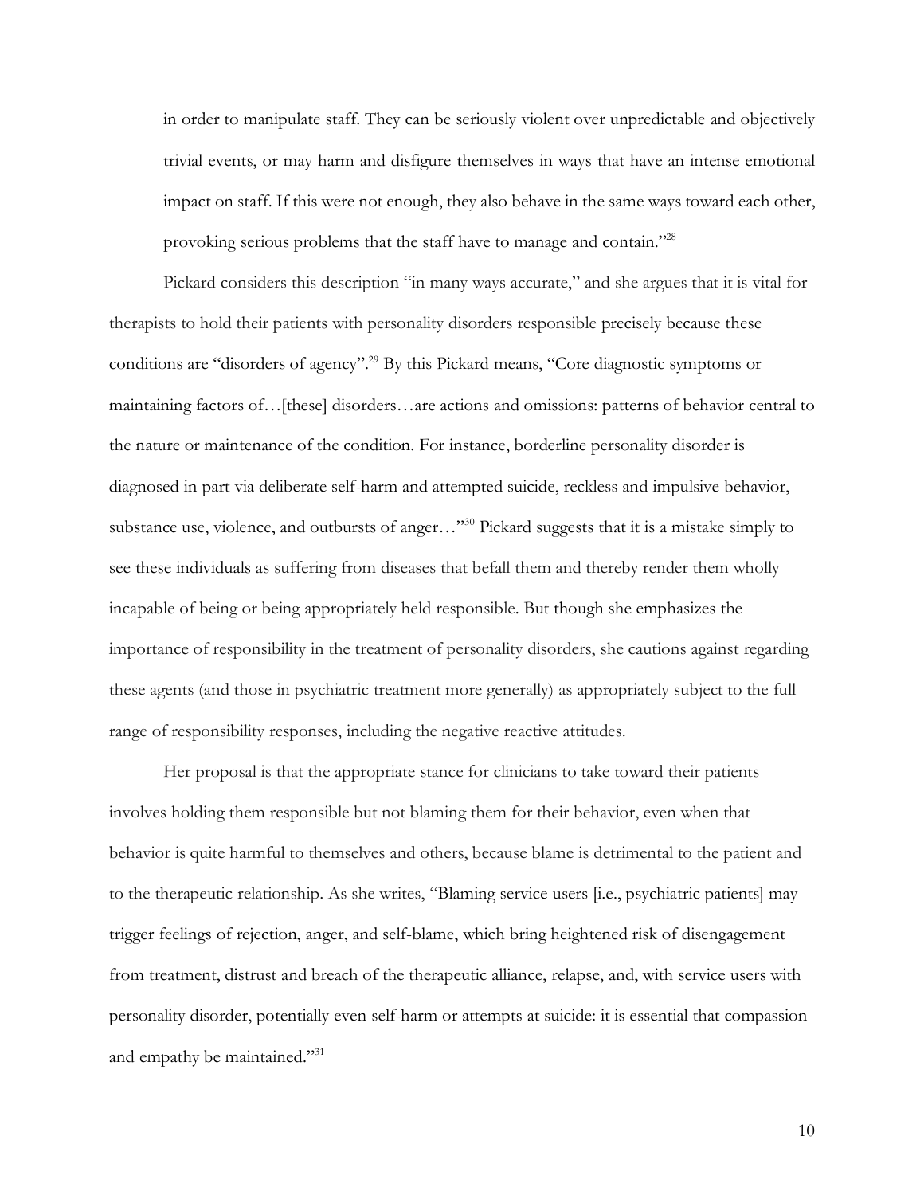in order to manipulate staff. They can be seriously violent over unpredictable and objectively trivial events, or may harm and disfigure themselves in ways that have an intense emotional impact on staff. If this were not enough, they also behave in the same ways toward each other, provoking serious problems that the staff have to manage and contain."[28]

Pickard considers this description "in many ways accurate," and she argues that it is vital for therapists to hold their patients with personality disorders responsible precisely because these conditions are "disorders of agency".[29] By this Pickard means, "Core diagnostic symptoms or maintaining factors of…[these] disorders…are actions and omissions: patterns of behavior central to the nature or maintenance of the condition. For instance, borderline personality disorder is diagnosed in part via deliberate self-harm and attempted suicide, reckless and impulsive behavior, substance use, violence, and outbursts of anger…"[30] Pickard suggests that it is a mistake simply to see these individuals as suffering from diseases that befall them and thereby render them wholly incapable of being or being appropriately held responsible. But though she emphasizes the importance of responsibility in the treatment of personality disorders, she cautions against regarding these agents (and those in psychiatric treatment more generally) as appropriately subject to the full range of responsibility responses, including the negative reactive attitudes.

Her proposal is that the appropriate stance for clinicians to take toward their patients involves holding them responsible but not blaming them for their behavior, even when that behavior is quite harmful to themselves and others, because blame is detrimental to the patient and to the therapeutic relationship. As she writes, "Blaming service users [i.e., psychiatric patients] may trigger feelings of rejection, anger, and self-blame, which bring heightened risk of disengagement from treatment, distrust and breach of the therapeutic alliance, relapse, and, with service users with personality disorder, potentially even self-harm or attempts at suicide: it is essential that compassion and empathy be maintained."[31]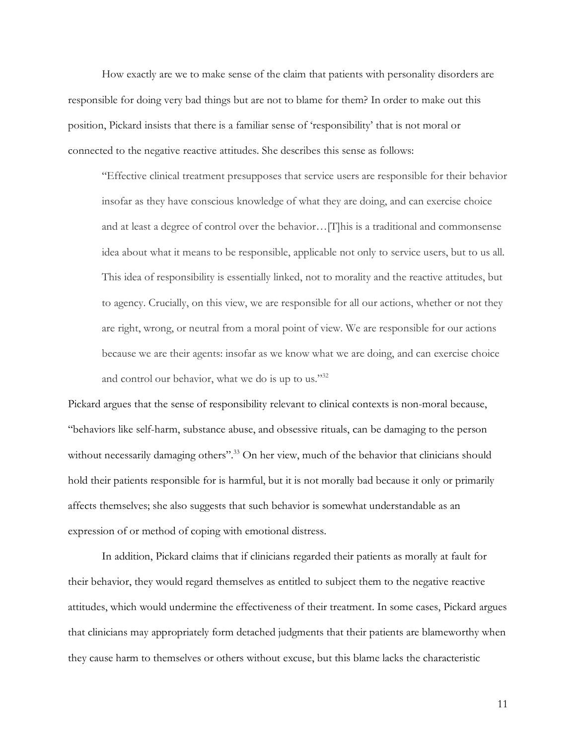How exactly are we to make sense of the claim that patients with personality disorders are responsible for doing very bad things but are not to blame for them? In order to make out this position, Pickard insists that there is a familiar sense of 'responsibility' that is not moral or connected to the negative reactive attitudes. She describes this sense as follows:

> "Effective clinical treatment presupposes that service users are responsible for their behavior insofar as they have conscious knowledge of what they are doing, and can exercise choice and at least a degree of control over the behavior…[T]his is a traditional and commonsense idea about what it means to be responsible, applicable not only to service users, but to us all. This idea of responsibility is essentially linked, not to morality and the reactive attitudes, but to agency. Crucially, on this view, we are responsible for all our actions, whether or not they are right, wrong, or neutral from a moral point of view. We are responsible for our actions because we are their agents: insofar as we know what we are doing, and can exercise choice and control our behavior, what we do is up to us."[32]

Pickard argues that the sense of responsibility relevant to clinical contexts is non-moral because, "behaviors like self-harm, substance abuse, and obsessive rituals, can be damaging to the person without necessarily damaging others".[33] On her view, much of the behavior that clinicians should hold their patients responsible for is harmful, but it is not morally bad because it only or primarily affects themselves; she also suggests that such behavior is somewhat understandable as an expression of or method of coping with emotional distress.

In addition, Pickard claims that if clinicians regarded their patients as morally at fault for their behavior, they would regard themselves as entitled to subject them to the negative reactive attitudes, which would undermine the effectiveness of their treatment. In some cases, Pickard argues that clinicians may appropriately form detached judgments that their patients are blameworthy when they cause harm to themselves or others without excuse, but this blame lacks the characteristic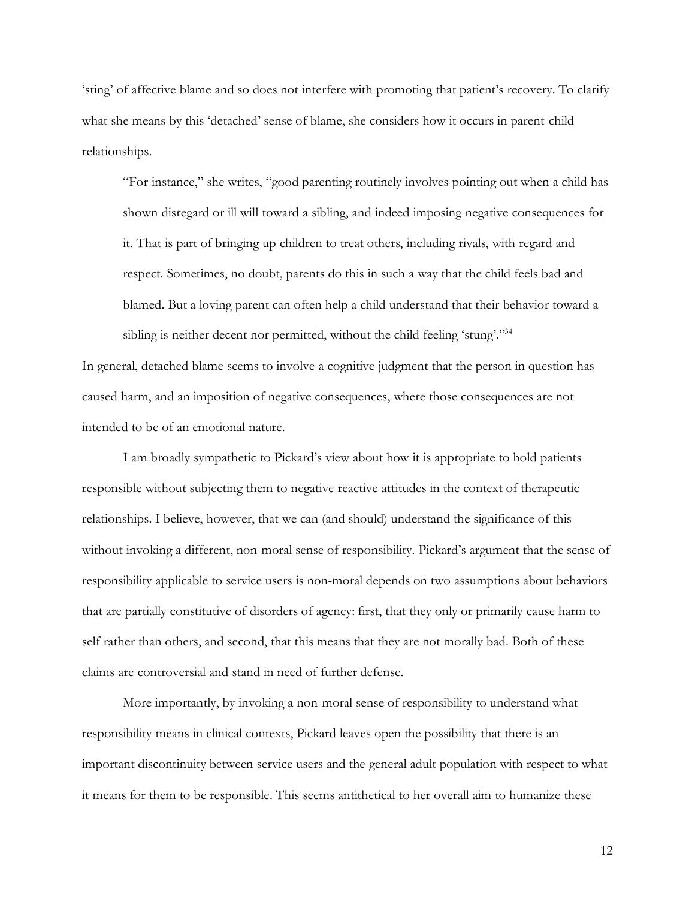'sting' of affective blame and so does not interfere with promoting that patient's recovery. To clarify what she means by this 'detached' sense of blame, she considers how it occurs in parent-child relationships.

> "For instance," she writes, "good parenting routinely involves pointing out when a child has shown disregard or ill will toward a sibling, and indeed imposing negative consequences for it. That is part of bringing up children to treat others, including rivals, with regard and respect. Sometimes, no doubt, parents do this in such a way that the child feels bad and blamed. But a loving parent can often help a child understand that their behavior toward a sibling is neither decent nor permitted, without the child feeling 'stung'."[34]

In general, detached blame seems to involve a cognitive judgment that the person in question has caused harm, and an imposition of negative consequences, where those consequences are not intended to be of an emotional nature.

I am broadly sympathetic to Pickard's view about how it is appropriate to hold patients responsible without subjecting them to negative reactive attitudes in the context of therapeutic relationships. I believe, however, that we can (and should) understand the significance of this without invoking a different, non-moral sense of responsibility. Pickard's argument that the sense of responsibility applicable to service users is non-moral depends on two assumptions about behaviors that are partially constitutive of disorders of agency: first, that they only or primarily cause harm to self rather than others, and second, that this means that they are not morally bad. Both of these claims are controversial and stand in need of further defense.

More importantly, by invoking a non-moral sense of responsibility to understand what responsibility means in clinical contexts, Pickard leaves open the possibility that there is an important discontinuity between service users and the general adult population with respect to what it means for them to be responsible. This seems antithetical to her overall aim to humanize these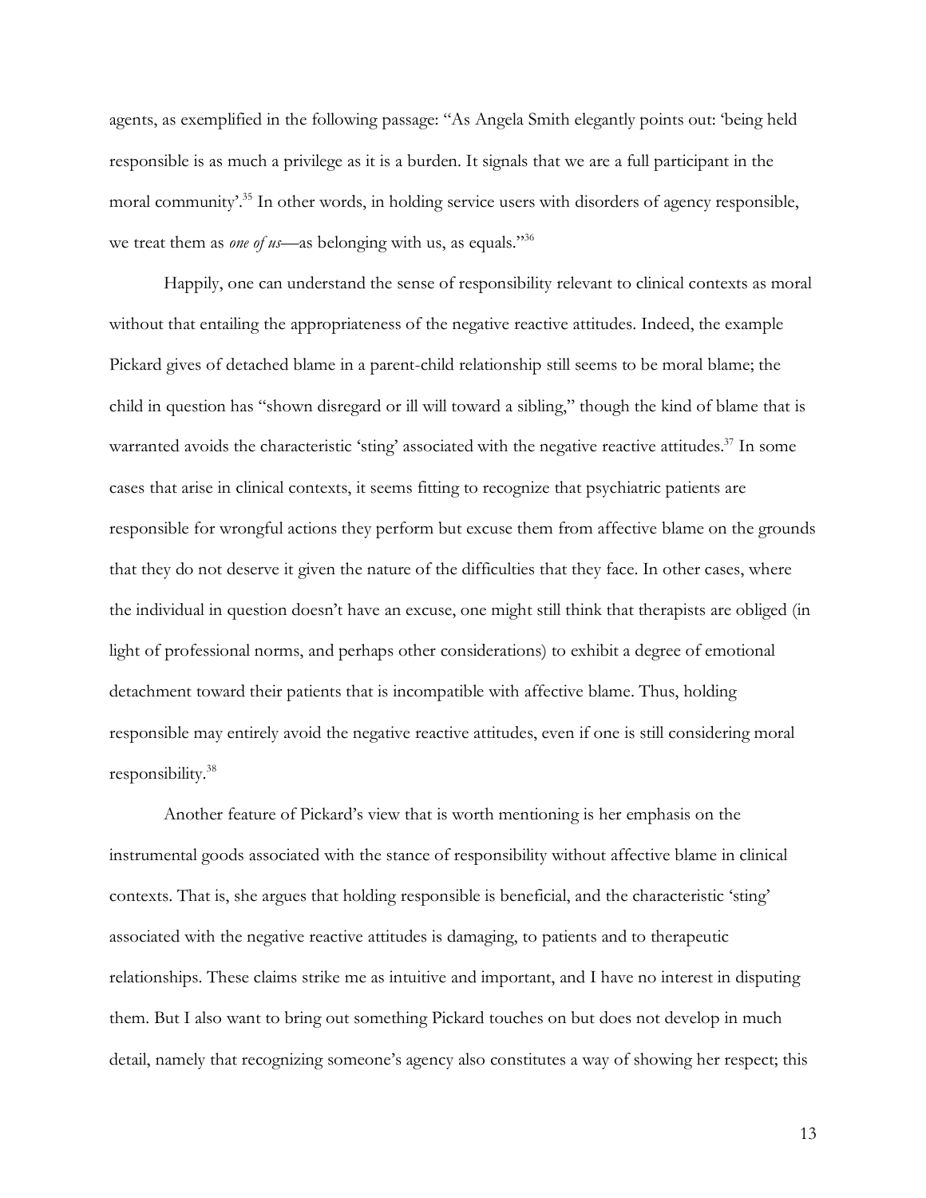agents, as exemplified in the following passage: "As Angela Smith elegantly points out: 'being held responsible is as much a privilege as it is a burden. It signals that we are a full participant in the moral community'.[35] In other words, in holding service users with disorders of agency responsible, we treat them as *one of us*—as belonging with us, as equals."[36]

Happily, one can understand the sense of responsibility relevant to clinical contexts as moral without that entailing the appropriateness of the negative reactive attitudes. Indeed, the example Pickard gives of detached blame in a parent-child relationship still seems to be moral blame; the child in question has "shown disregard or ill will toward a sibling," though the kind of blame that is warranted avoids the characteristic 'sting' associated with the negative reactive attitudes.[37] In some cases that arise in clinical contexts, it seems fitting to recognize that psychiatric patients are responsible for wrongful actions they perform but excuse them from affective blame on the grounds that they do not deserve it given the nature of the difficulties that they face. In other cases, where the individual in question doesn't have an excuse, one might still think that therapists are obliged (in light of professional norms, and perhaps other considerations) to exhibit a degree of emotional detachment toward their patients that is incompatible with affective blame. Thus, holding responsible may entirely avoid the negative reactive attitudes, even if one is still considering moral responsibility.[38]

Another feature of Pickard's view that is worth mentioning is her emphasis on the instrumental goods associated with the stance of responsibility without affective blame in clinical contexts. That is, she argues that holding responsible is beneficial, and the characteristic 'sting' associated with the negative reactive attitudes is damaging, to patients and to therapeutic relationships. These claims strike me as intuitive and important, and I have no interest in disputing them. But I also want to bring out something Pickard touches on but does not develop in much detail, namely that recognizing someone's agency also constitutes a way of showing her respect; this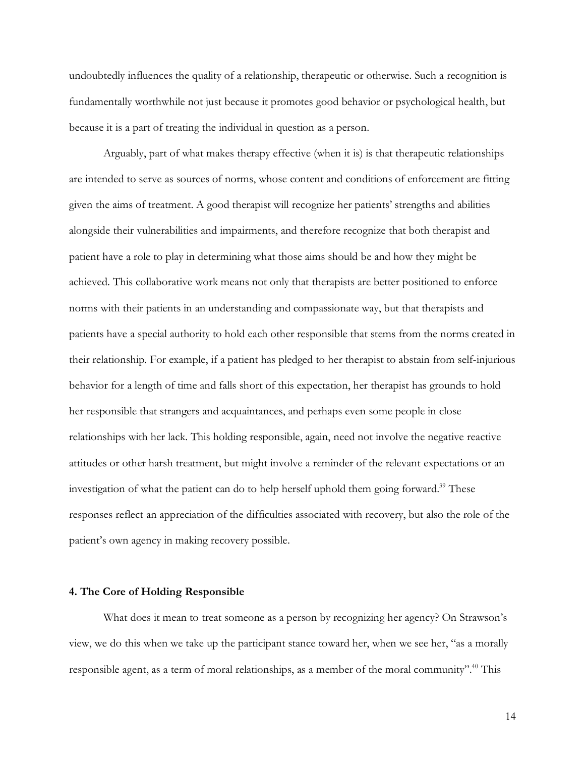undoubtedly influences the quality of a relationship, therapeutic or otherwise. Such a recognition is fundamentally worthwhile not just because it promotes good behavior or psychological health, but because it is a part of treating the individual in question as a person.

Arguably, part of what makes therapy effective (when it is) is that therapeutic relationships are intended to serve as sources of norms, whose content and conditions of enforcement are fitting given the aims of treatment. A good therapist will recognize her patients' strengths and abilities alongside their vulnerabilities and impairments, and therefore recognize that both therapist and patient have a role to play in determining what those aims should be and how they might be achieved. This collaborative work means not only that therapists are better positioned to enforce norms with their patients in an understanding and compassionate way, but that therapists and patients have a special authority to hold each other responsible that stems from the norms created in their relationship. For example, if a patient has pledged to her therapist to abstain from self-injurious behavior for a length of time and falls short of this expectation, her therapist has grounds to hold her responsible that strangers and acquaintances, and perhaps even some people in close relationships with her lack. This holding responsible, again, need not involve the negative reactive attitudes or other harsh treatment, but might involve a reminder of the relevant expectations or an investigation of what the patient can do to help herself uphold them going forward.[39] These responses reflect an appreciation of the difficulties associated with recovery, but also the role of the patient's own agency in making recovery possible.

## 4. The Core of Holding Responsible

What does it mean to treat someone as a person by recognizing her agency? On Strawson's view, we do this when we take up the participant stance toward her, when we see her, "as a morally responsible agent, as a term of moral relationships, as a member of the moral community".[40] This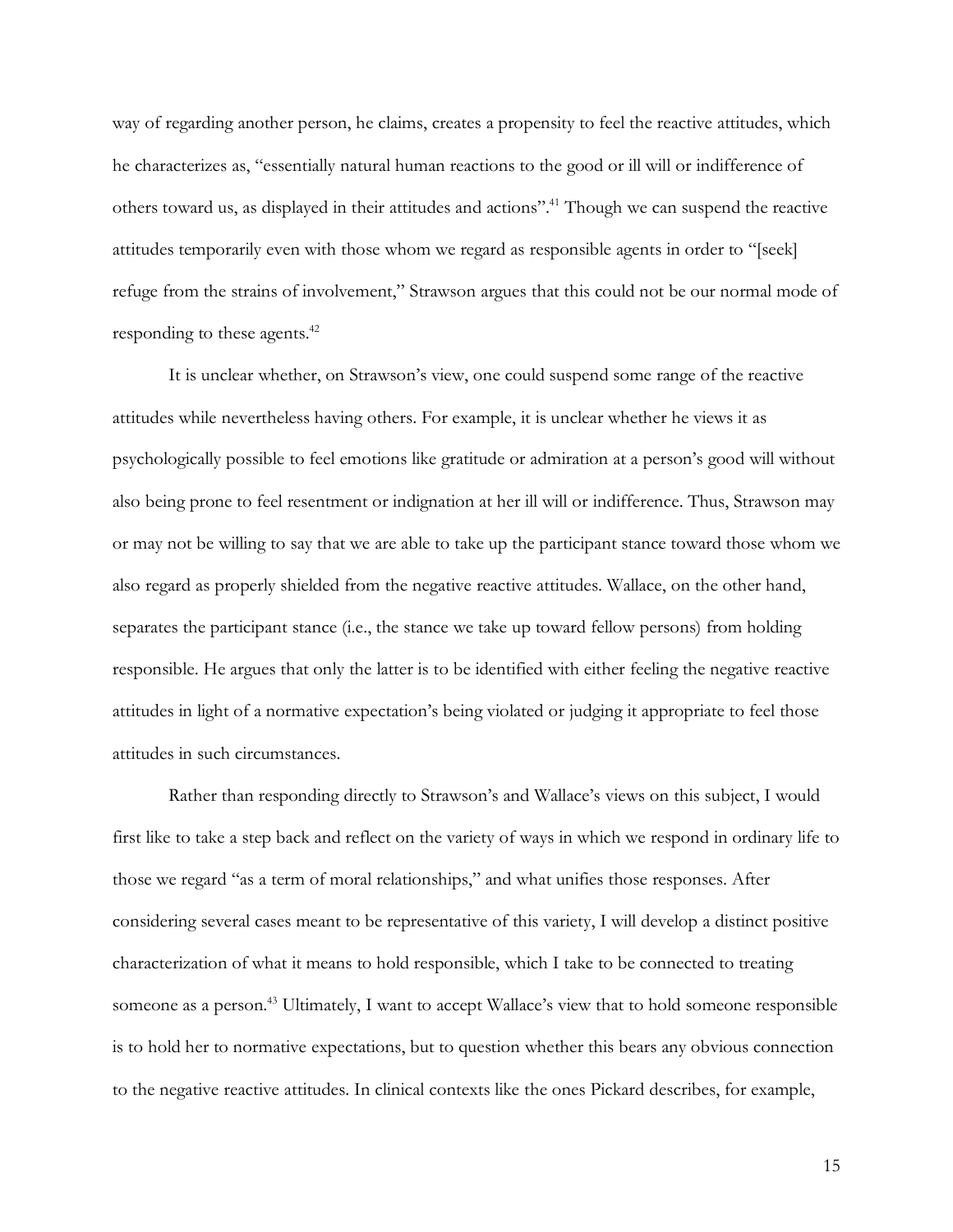way of regarding another person, he claims, creates a propensity to feel the reactive attitudes, which he characterizes as, "essentially natural human reactions to the good or ill will or indifference of others toward us, as displayed in their attitudes and actions".[41] Though we can suspend the reactive attitudes temporarily even with those whom we regard as responsible agents in order to "[seek] refuge from the strains of involvement," Strawson argues that this could not be our normal mode of responding to these agents.[42]

It is unclear whether, on Strawson's view, one could suspend some range of the reactive attitudes while nevertheless having others. For example, it is unclear whether he views it as psychologically possible to feel emotions like gratitude or admiration at a person's good will without also being prone to feel resentment or indignation at her ill will or indifference. Thus, Strawson may or may not be willing to say that we are able to take up the participant stance toward those whom we also regard as properly shielded from the negative reactive attitudes. Wallace, on the other hand, separates the participant stance (i.e., the stance we take up toward fellow persons) from holding responsible. He argues that only the latter is to be identified with either feeling the negative reactive attitudes in light of a normative expectation's being violated or judging it appropriate to feel those attitudes in such circumstances.

Rather than responding directly to Strawson's and Wallace's views on this subject, I would first like to take a step back and reflect on the variety of ways in which we respond in ordinary life to those we regard "as a term of moral relationships," and what unifies those responses. After considering several cases meant to be representative of this variety, I will develop a distinct positive characterization of what it means to hold responsible, which I take to be connected to treating someone as a person.[43] Ultimately, I want to accept Wallace's view that to hold someone responsible is to hold her to normative expectations, but to question whether this bears any obvious connection to the negative reactive attitudes. In clinical contexts like the ones Pickard describes, for example,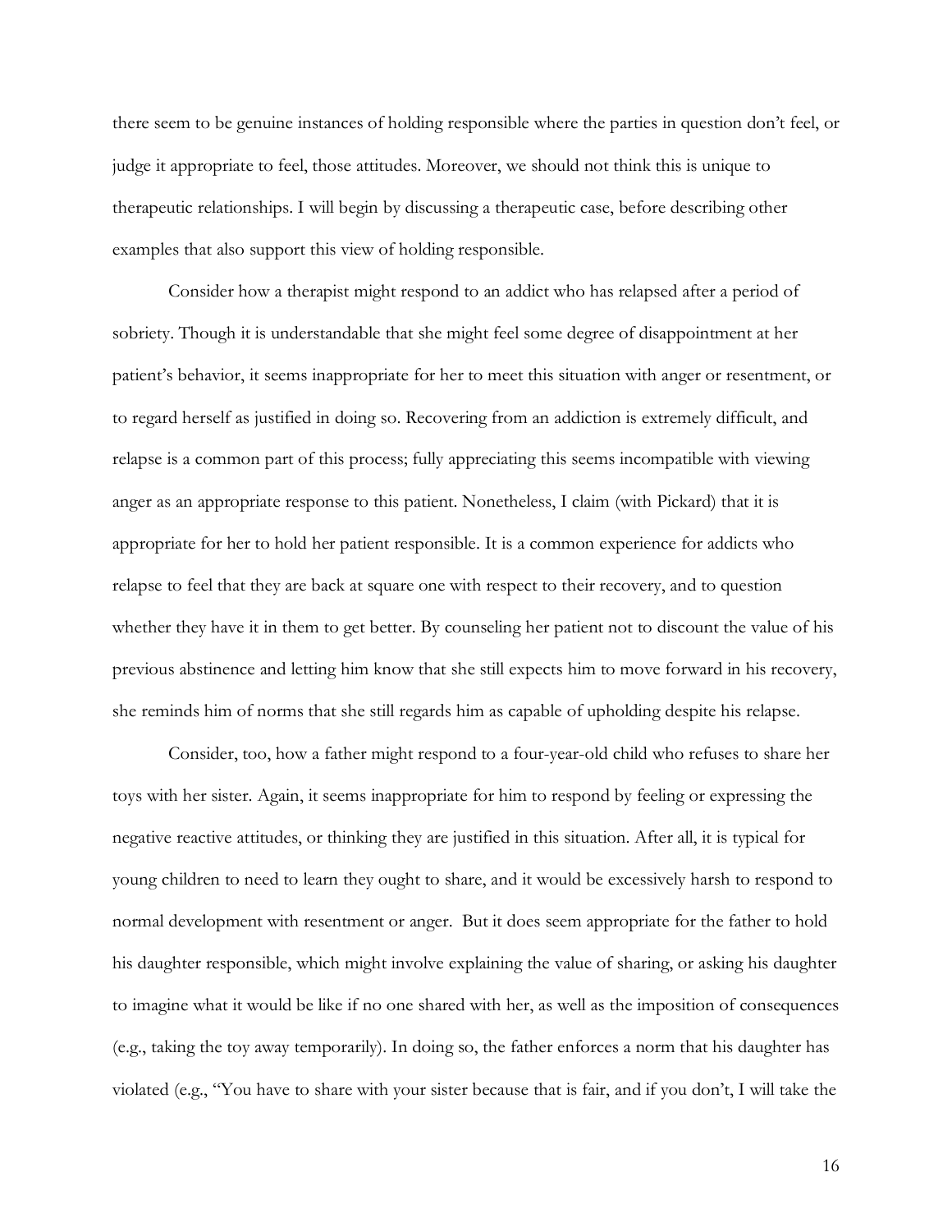there seem to be genuine instances of holding responsible where the parties in question don't feel, or judge it appropriate to feel, those attitudes. Moreover, we should not think this is unique to therapeutic relationships. I will begin by discussing a therapeutic case, before describing other examples that also support this view of holding responsible.

Consider how a therapist might respond to an addict who has relapsed after a period of sobriety. Though it is understandable that she might feel some degree of disappointment at her patient's behavior, it seems inappropriate for her to meet this situation with anger or resentment, or to regard herself as justified in doing so. Recovering from an addiction is extremely difficult, and relapse is a common part of this process; fully appreciating this seems incompatible with viewing anger as an appropriate response to this patient. Nonetheless, I claim (with Pickard) that it is appropriate for her to hold her patient responsible. It is a common experience for addicts who relapse to feel that they are back at square one with respect to their recovery, and to question whether they have it in them to get better. By counseling her patient not to discount the value of his previous abstinence and letting him know that she still expects him to move forward in his recovery, she reminds him of norms that she still regards him as capable of upholding despite his relapse.

Consider, too, how a father might respond to a four-year-old child who refuses to share her toys with her sister. Again, it seems inappropriate for him to respond by feeling or expressing the negative reactive attitudes, or thinking they are justified in this situation. After all, it is typical for young children to need to learn they ought to share, and it would be excessively harsh to respond to normal development with resentment or anger. But it does seem appropriate for the father to hold his daughter responsible, which might involve explaining the value of sharing, or asking his daughter to imagine what it would be like if no one shared with her, as well as the imposition of consequences (e.g., taking the toy away temporarily). In doing so, the father enforces a norm that his daughter has violated (e.g., "You have to share with your sister because that is fair, and if you don't, I will take the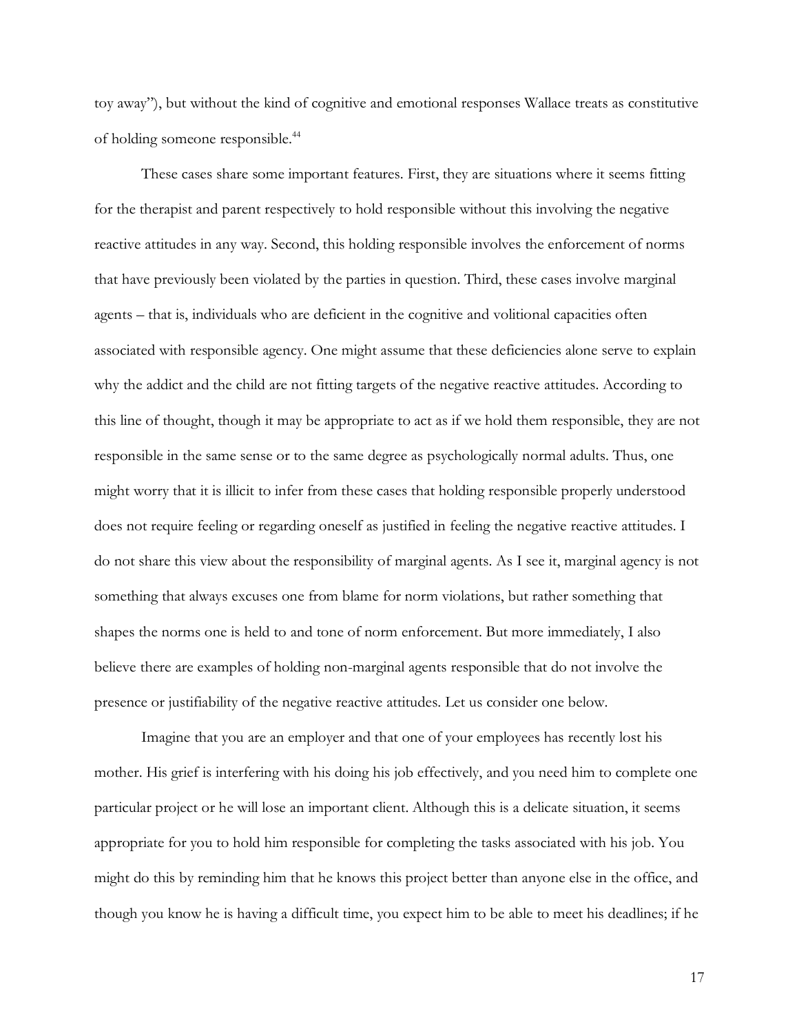toy away"), but without the kind of cognitive and emotional responses Wallace treats as constitutive of holding someone responsible.[44]

These cases share some important features. First, they are situations where it seems fitting for the therapist and parent respectively to hold responsible without this involving the negative reactive attitudes in any way. Second, this holding responsible involves the enforcement of norms that have previously been violated by the parties in question. Third, these cases involve marginal agents – that is, individuals who are deficient in the cognitive and volitional capacities often associated with responsible agency. One might assume that these deficiencies alone serve to explain why the addict and the child are not fitting targets of the negative reactive attitudes. According to this line of thought, though it may be appropriate to act as if we hold them responsible, they are not responsible in the same sense or to the same degree as psychologically normal adults. Thus, one might worry that it is illicit to infer from these cases that holding responsible properly understood does not require feeling or regarding oneself as justified in feeling the negative reactive attitudes. I do not share this view about the responsibility of marginal agents. As I see it, marginal agency is not something that always excuses one from blame for norm violations, but rather something that shapes the norms one is held to and tone of norm enforcement. But more immediately, I also believe there are examples of holding non-marginal agents responsible that do not involve the presence or justifiability of the negative reactive attitudes. Let us consider one below.

Imagine that you are an employer and that one of your employees has recently lost his mother. His grief is interfering with his doing his job effectively, and you need him to complete one particular project or he will lose an important client. Although this is a delicate situation, it seems appropriate for you to hold him responsible for completing the tasks associated with his job. You might do this by reminding him that he knows this project better than anyone else in the office, and though you know he is having a difficult time, you expect him to be able to meet his deadlines; if he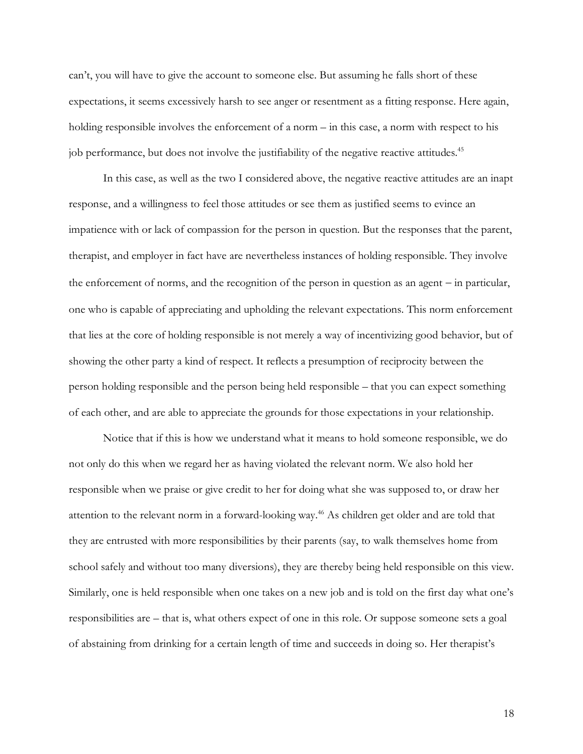can't, you will have to give the account to someone else. But assuming he falls short of these expectations, it seems excessively harsh to see anger or resentment as a fitting response. Here again, holding responsible involves the enforcement of a norm – in this case, a norm with respect to his job performance, but does not involve the justifiability of the negative reactive attitudes.[45]

In this case, as well as the two I considered above, the negative reactive attitudes are an inapt response, and a willingness to feel those attitudes or see them as justified seems to evince an impatience with or lack of compassion for the person in question. But the responses that the parent, therapist, and employer in fact have are nevertheless instances of holding responsible. They involve the enforcement of norms, and the recognition of the person in question as an agent – in particular, one who is capable of appreciating and upholding the relevant expectations. This norm enforcement that lies at the core of holding responsible is not merely a way of incentivizing good behavior, but of showing the other party a kind of respect. It reflects a presumption of reciprocity between the person holding responsible and the person being held responsible – that you can expect something of each other, and are able to appreciate the grounds for those expectations in your relationship.

Notice that if this is how we understand what it means to hold someone responsible, we do not only do this when we regard her as having violated the relevant norm. We also hold her responsible when we praise or give credit to her for doing what she was supposed to, or draw her attention to the relevant norm in a forward-looking way.[46] As children get older and are told that they are entrusted with more responsibilities by their parents (say, to walk themselves home from school safely and without too many diversions), they are thereby being held responsible on this view. Similarly, one is held responsible when one takes on a new job and is told on the first day what one's responsibilities are – that is, what others expect of one in this role. Or suppose someone sets a goal of abstaining from drinking for a certain length of time and succeeds in doing so. Her therapist's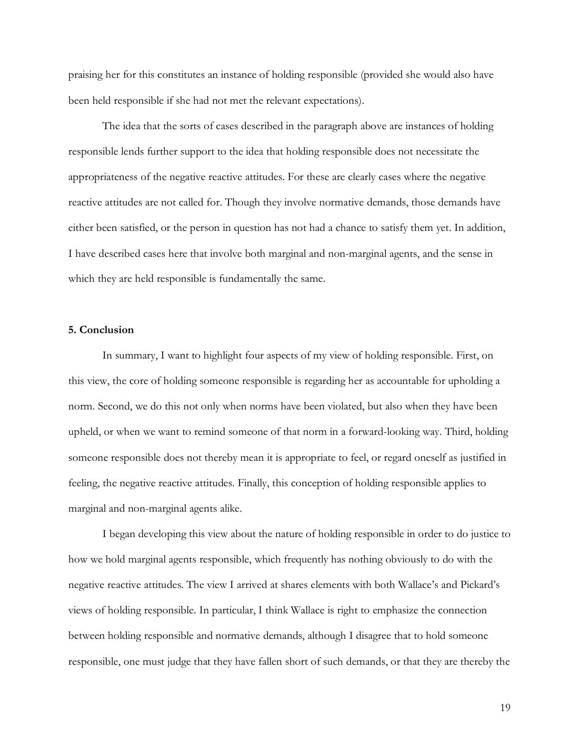praising her for this constitutes an instance of holding responsible (provided she would also have been held responsible if she had not met the relevant expectations).

The idea that the sorts of cases described in the paragraph above are instances of holding responsible lends further support to the idea that holding responsible does not necessitate the appropriateness of the negative reactive attitudes. For these are clearly cases where the negative reactive attitudes are not called for. Though they involve normative demands, those demands have either been satisfied, or the person in question has not had a chance to satisfy them yet. In addition, I have described cases here that involve both marginal and non-marginal agents, and the sense in which they are held responsible is fundamentally the same.

## 5. Conclusion

In summary, I want to highlight four aspects of my view of holding responsible. First, on this view, the core of holding someone responsible is regarding her as accountable for upholding a norm. Second, we do this not only when norms have been violated, but also when they have been upheld, or when we want to remind someone of that norm in a forward-looking way. Third, holding someone responsible does not thereby mean it is appropriate to feel, or regard oneself as justified in feeling, the negative reactive attitudes. Finally, this conception of holding responsible applies to marginal and non-marginal agents alike.

I began developing this view about the nature of holding responsible in order to do justice to how we hold marginal agents responsible, which frequently has nothing obviously to do with the negative reactive attitudes. The view I arrived at shares elements with both Wallace's and Pickard's views of holding responsible. In particular, I think Wallace is right to emphasize the connection between holding responsible and normative demands, although I disagree that to hold someone responsible, one must judge that they have fallen short of such demands, or that they are thereby the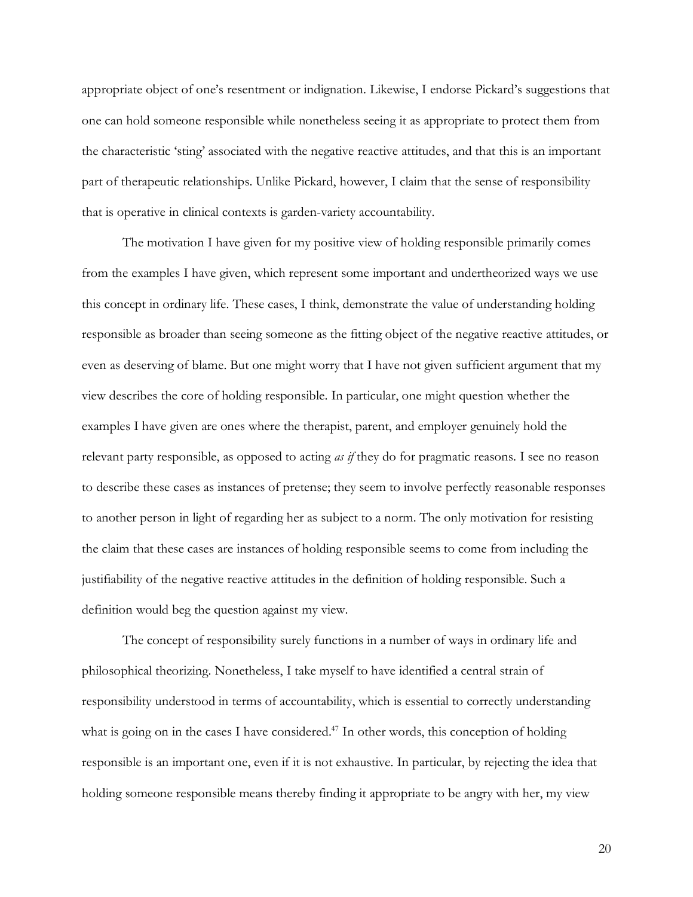appropriate object of one's resentment or indignation. Likewise, I endorse Pickard's suggestions that one can hold someone responsible while nonetheless seeing it as appropriate to protect them from the characteristic 'sting' associated with the negative reactive attitudes, and that this is an important part of therapeutic relationships. Unlike Pickard, however, I claim that the sense of responsibility that is operative in clinical contexts is garden-variety accountability.

The motivation I have given for my positive view of holding responsible primarily comes from the examples I have given, which represent some important and undertheorized ways we use this concept in ordinary life. These cases, I think, demonstrate the value of understanding holding responsible as broader than seeing someone as the fitting object of the negative reactive attitudes, or even as deserving of blame. But one might worry that I have not given sufficient argument that my view describes the core of holding responsible. In particular, one might question whether the examples I have given are ones where the therapist, parent, and employer genuinely hold the relevant party responsible, as opposed to acting *as if* they do for pragmatic reasons. I see no reason to describe these cases as instances of pretense; they seem to involve perfectly reasonable responses to another person in light of regarding her as subject to a norm. The only motivation for resisting the claim that these cases are instances of holding responsible seems to come from including the justifiability of the negative reactive attitudes in the definition of holding responsible. Such a definition would beg the question against my view.

The concept of responsibility surely functions in a number of ways in ordinary life and philosophical theorizing. Nonetheless, I take myself to have identified a central strain of responsibility understood in terms of accountability, which is essential to correctly understanding what is going on in the cases I have considered.[47] In other words, this conception of holding responsible is an important one, even if it is not exhaustive. In particular, by rejecting the idea that holding someone responsible means thereby finding it appropriate to be angry with her, my view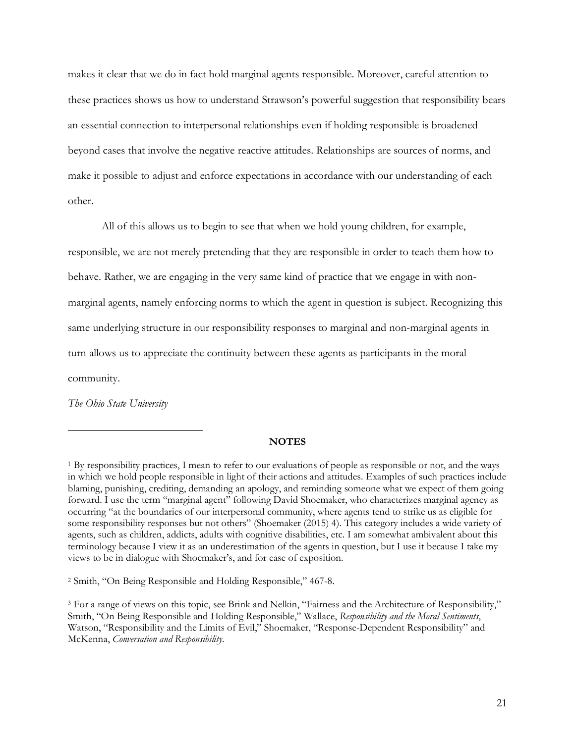makes it clear that we do in fact hold marginal agents responsible. Moreover, careful attention to these practices shows us how to understand Strawson's powerful suggestion that responsibility bears an essential connection to interpersonal relationships even if holding responsible is broadened beyond cases that involve the negative reactive attitudes. Relationships are sources of norms, and make it possible to adjust and enforce expectations in accordance with our understanding of each other.

All of this allows us to begin to see that when we hold young children, for example, responsible, we are not merely pretending that they are responsible in order to teach them how to behave. Rather, we are engaging in the very same kind of practice that we engage in with non-marginal agents, namely enforcing norms to which the agent in question is subject. Recognizing this same underlying structure in our responsibility responses to marginal and non-marginal agents in turn allows us to appreciate the continuity between these agents as participants in the moral community.

*The Ohio State University*

---

**NOTES**

[1] By responsibility practices, I mean to refer to our evaluations of people as responsible or not, and the ways in which we hold people responsible in light of their actions and attitudes. Examples of such practices include blaming, punishing, crediting, demanding an apology, and reminding someone what we expect of them going forward. I use the term "marginal agent" following David Shoemaker, who characterizes marginal agency as occurring "at the boundaries of our interpersonal community, where agents tend to strike us as eligible for some responsibility responses but not others" (Shoemaker (2015) 4). This category includes a wide variety of agents, such as children, addicts, adults with cognitive disabilities, etc. I am somewhat ambivalent about this terminology because I view it as an underestimation of the agents in question, but I use it because I take my views to be in dialogue with Shoemaker's, and for ease of exposition.

[2] Smith, "On Being Responsible and Holding Responsible," 467-8.

[3] For a range of views on this topic, see Brink and Nelkin, "Fairness and the Architecture of Responsibility," Smith, "On Being Responsible and Holding Responsible," Wallace, *Responsibility and the Moral Sentiments*, Watson, "Responsibility and the Limits of Evil," Shoemaker, "Response-Dependent Responsibility" and McKenna, *Conversation and Responsibility*.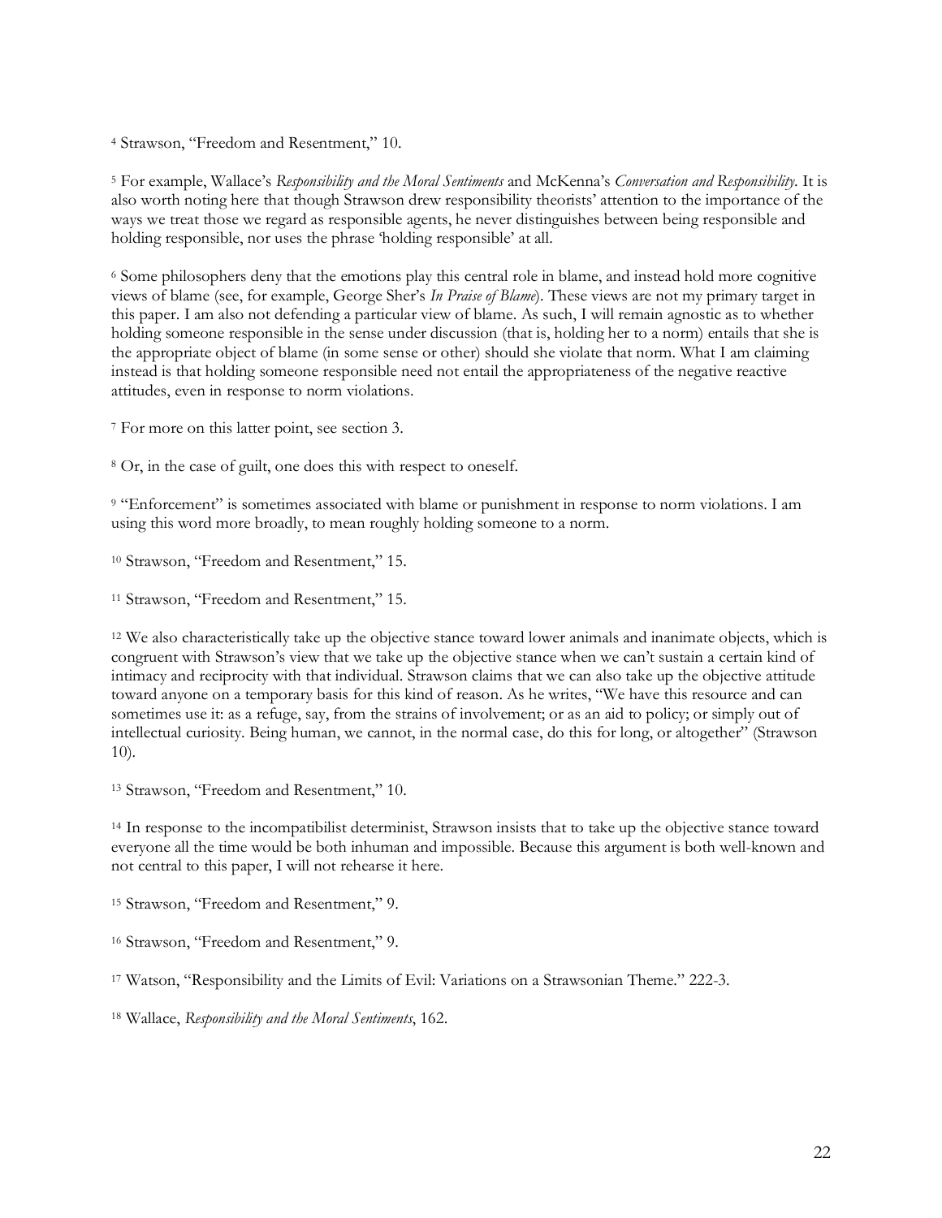[4] Strawson, "Freedom and Resentment," 10.

[5] For example, Wallace's *Responsibility and the Moral Sentiments* and McKenna's *Conversation and Responsibility*. It is also worth noting here that though Strawson drew responsibility theorists' attention to the importance of the ways we treat those we regard as responsible agents, he never distinguishes between being responsible and holding responsible, nor uses the phrase 'holding responsible' at all.

[6] Some philosophers deny that the emotions play this central role in blame, and instead hold more cognitive views of blame (see, for example, George Sher's *In Praise of Blame*). These views are not my primary target in this paper. I am also not defending a particular view of blame. As such, I will remain agnostic as to whether holding someone responsible in the sense under discussion (that is, holding her to a norm) entails that she is the appropriate object of blame (in some sense or other) should she violate that norm. What I am claiming instead is that holding someone responsible need not entail the appropriateness of the negative reactive attitudes, even in response to norm violations.

[7] For more on this latter point, see section 3.

[8] Or, in the case of guilt, one does this with respect to oneself.

[9] "Enforcement" is sometimes associated with blame or punishment in response to norm violations. I am using this word more broadly, to mean roughly holding someone to a norm.

[10] Strawson, "Freedom and Resentment," 15.

[11] Strawson, "Freedom and Resentment," 15.

[12] We also characteristically take up the objective stance toward lower animals and inanimate objects, which is congruent with Strawson's view that we take up the objective stance when we can't sustain a certain kind of intimacy and reciprocity with that individual. Strawson claims that we can also take up the objective attitude toward anyone on a temporary basis for this kind of reason. As he writes, "We have this resource and can sometimes use it: as a refuge, say, from the strains of involvement; or as an aid to policy; or simply out of intellectual curiosity. Being human, we cannot, in the normal case, do this for long, or altogether" (Strawson 10).

[13] Strawson, "Freedom and Resentment," 10.

[14] In response to the incompatibilist determinist, Strawson insists that to take up the objective stance toward everyone all the time would be both inhuman and impossible. Because this argument is both well-known and not central to this paper, I will not rehearse it here.

[15] Strawson, "Freedom and Resentment," 9.

[16] Strawson, "Freedom and Resentment," 9.

[17] Watson, "Responsibility and the Limits of Evil: Variations on a Strawsonian Theme." 222-3.

[18] Wallace, *Responsibility and the Moral Sentiments*, 162.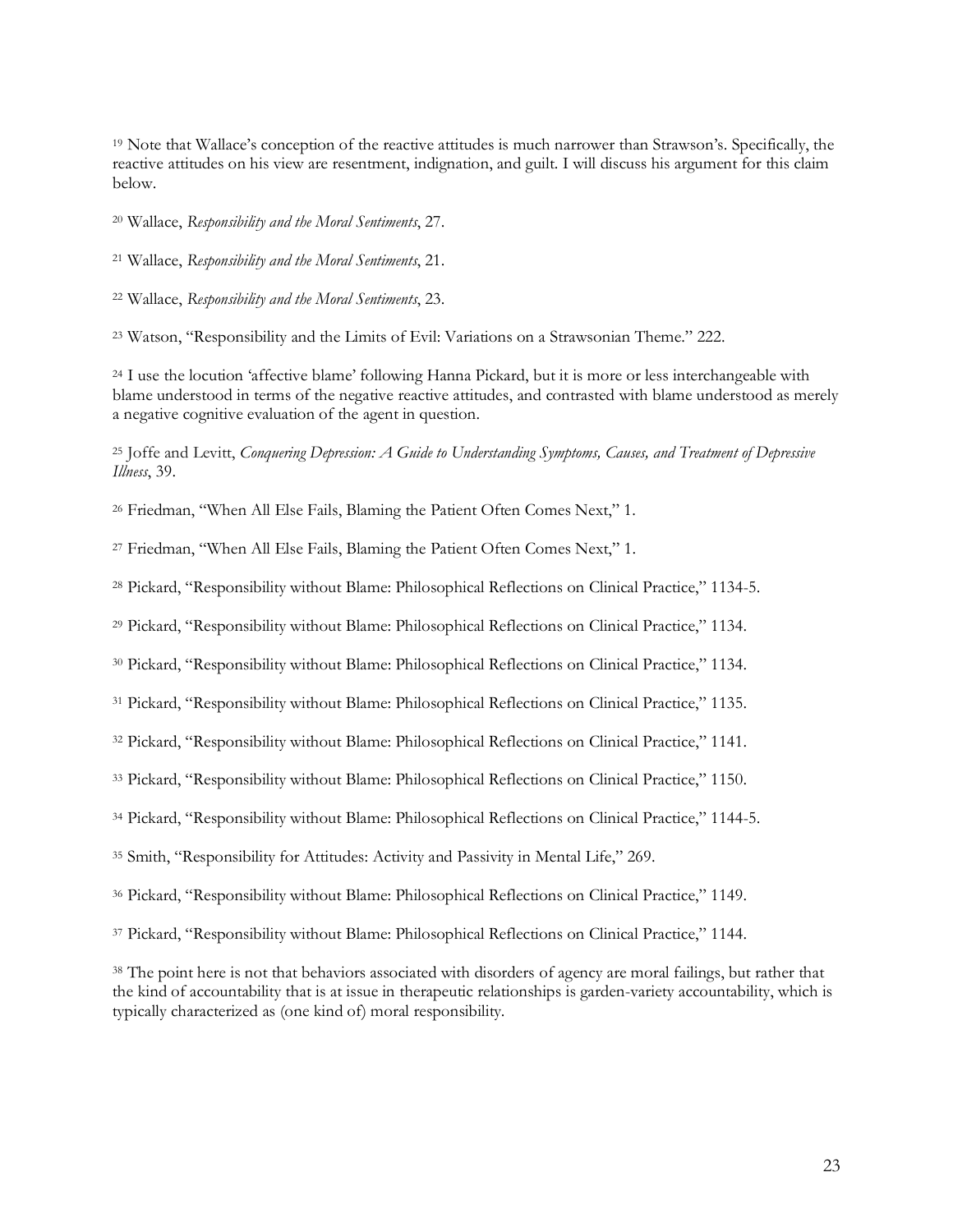[19] Note that Wallace's conception of the reactive attitudes is much narrower than Strawson's. Specifically, the reactive attitudes on his view are resentment, indignation, and guilt. I will discuss his argument for this claim below.

[20] Wallace, *Responsibility and the Moral Sentiments*, 27.

[21] Wallace, *Responsibility and the Moral Sentiments*, 21.

[22] Wallace, *Responsibility and the Moral Sentiments*, 23.

[23] Watson, "Responsibility and the Limits of Evil: Variations on a Strawsonian Theme." 222.

[24] I use the locution 'affective blame' following Hanna Pickard, but it is more or less interchangeable with blame understood in terms of the negative reactive attitudes, and contrasted with blame understood as merely a negative cognitive evaluation of the agent in question.

[25] Joffe and Levitt, *Conquering Depression: A Guide to Understanding Symptoms, Causes, and Treatment of Depressive Illness*, 39.

[26] Friedman, "When All Else Fails, Blaming the Patient Often Comes Next," 1.

[27] Friedman, "When All Else Fails, Blaming the Patient Often Comes Next," 1.

[28] Pickard, "Responsibility without Blame: Philosophical Reflections on Clinical Practice," 1134-5.

[29] Pickard, "Responsibility without Blame: Philosophical Reflections on Clinical Practice," 1134.

[30] Pickard, "Responsibility without Blame: Philosophical Reflections on Clinical Practice," 1134.

[31] Pickard, "Responsibility without Blame: Philosophical Reflections on Clinical Practice," 1135.

[32] Pickard, "Responsibility without Blame: Philosophical Reflections on Clinical Practice," 1141.

[33] Pickard, "Responsibility without Blame: Philosophical Reflections on Clinical Practice," 1150.

[34] Pickard, "Responsibility without Blame: Philosophical Reflections on Clinical Practice," 1144-5.

[35] Smith, "Responsibility for Attitudes: Activity and Passivity in Mental Life," 269.

[36] Pickard, "Responsibility without Blame: Philosophical Reflections on Clinical Practice," 1149.

[37] Pickard, "Responsibility without Blame: Philosophical Reflections on Clinical Practice," 1144.

[38] The point here is not that behaviors associated with disorders of agency are moral failings, but rather that the kind of accountability that is at issue in therapeutic relationships is garden-variety accountability, which is typically characterized as (one kind of) moral responsibility.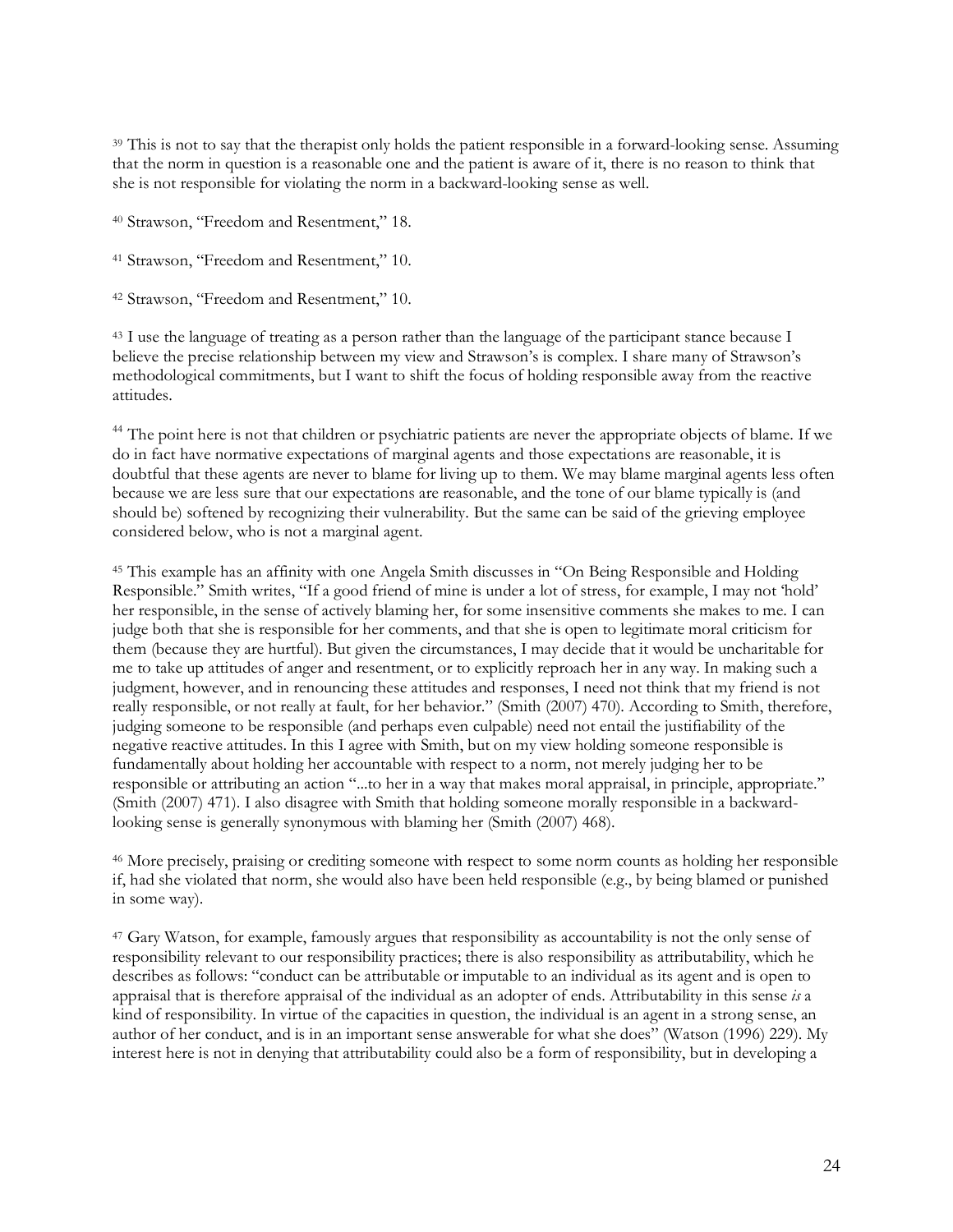[39] This is not to say that the therapist only holds the patient responsible in a forward-looking sense. Assuming that the norm in question is a reasonable one and the patient is aware of it, there is no reason to think that she is not responsible for violating the norm in a backward-looking sense as well.

[40] Strawson, "Freedom and Resentment," 18.

[41] Strawson, "Freedom and Resentment," 10.

[42] Strawson, "Freedom and Resentment," 10.

[43] I use the language of treating as a person rather than the language of the participant stance because I believe the precise relationship between my view and Strawson's is complex. I share many of Strawson's methodological commitments, but I want to shift the focus of holding responsible away from the reactive attitudes.

[44] The point here is not that children or psychiatric patients are never the appropriate objects of blame. If we do in fact have normative expectations of marginal agents and those expectations are reasonable, it is doubtful that these agents are never to blame for living up to them. We may blame marginal agents less often because we are less sure that our expectations are reasonable, and the tone of our blame typically is (and should be) softened by recognizing their vulnerability. But the same can be said of the grieving employee considered below, who is not a marginal agent.

[45] This example has an affinity with one Angela Smith discusses in "On Being Responsible and Holding Responsible." Smith writes, "If a good friend of mine is under a lot of stress, for example, I may not 'hold' her responsible, in the sense of actively blaming her, for some insensitive comments she makes to me. I can judge both that she is responsible for her comments, and that she is open to legitimate moral criticism for them (because they are hurtful). But given the circumstances, I may decide that it would be uncharitable for me to take up attitudes of anger and resentment, or to explicitly reproach her in any way. In making such a judgment, however, and in renouncing these attitudes and responses, I need not think that my friend is not really responsible, or not really at fault, for her behavior." (Smith (2007) 470). According to Smith, therefore, judging someone to be responsible (and perhaps even culpable) need not entail the justifiability of the negative reactive attitudes. In this I agree with Smith, but on my view holding someone responsible is fundamentally about holding her accountable with respect to a norm, not merely judging her to be responsible or attributing an action "...to her in a way that makes moral appraisal, in principle, appropriate." (Smith (2007) 471). I also disagree with Smith that holding someone morally responsible in a backward-looking sense is generally synonymous with blaming her (Smith (2007) 468).

[46] More precisely, praising or crediting someone with respect to some norm counts as holding her responsible if, had she violated that norm, she would also have been held responsible (e.g., by being blamed or punished in some way).

[47] Gary Watson, for example, famously argues that responsibility as accountability is not the only sense of responsibility relevant to our responsibility practices; there is also responsibility as attributability, which he describes as follows: "conduct can be attributable or imputable to an individual as its agent and is open to appraisal that is therefore appraisal of the individual as an adopter of ends. Attributability in this sense *is* a kind of responsibility. In virtue of the capacities in question, the individual is an agent in a strong sense, an author of her conduct, and is in an important sense answerable for what she does" (Watson (1996) 229). My interest here is not in denying that attributability could also be a form of responsibility, but in developing a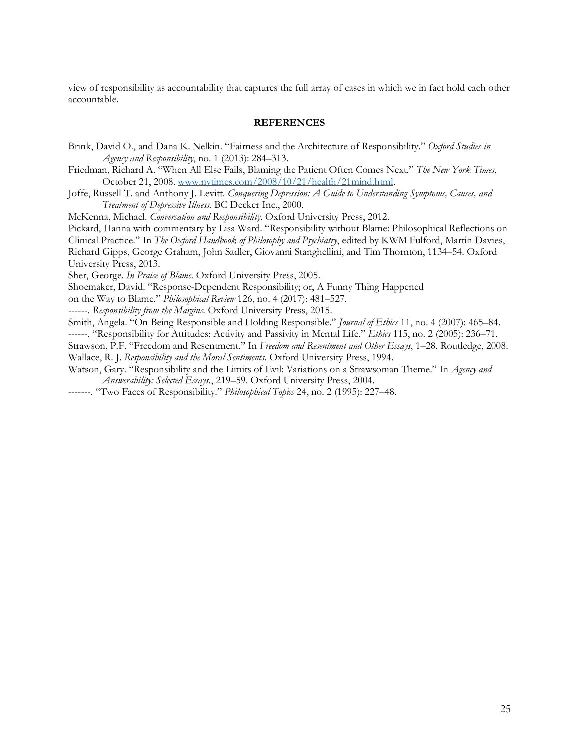view of responsibility as accountability that captures the full array of cases in which we in fact hold each other accountable.

## REFERENCES

Brink, David O., and Dana K. Nelkin. "Fairness and the Architecture of Responsibility." *Oxford Studies in Agency and Responsibility*, no. 1 (2013): 284–313.

Friedman, Richard A. "When All Else Fails, Blaming the Patient Often Comes Next." *The New York Times*, October 21, 2008. www.nytimes.com/2008/10/21/health/21mind.html.

Joffe, Russell T. and Anthony J. Levitt. *Conquering Depression: A Guide to Understanding Symptoms, Causes, and Treatment of Depressive Illness.* BC Decker Inc., 2000.

McKenna, Michael. *Conversation and Responsibility.* Oxford University Press, 2012.

Pickard, Hanna with commentary by Lisa Ward. "Responsibility without Blame: Philosophical Reflections on Clinical Practice." In *The Oxford Handbook of Philosophy and Psychiatry*, edited by KWM Fulford, Martin Davies, Richard Gipps, George Graham, John Sadler, Giovanni Stanghellini, and Tim Thornton, 1134–54. Oxford University Press, 2013.

Sher, George. *In Praise of Blame.* Oxford University Press, 2005.

Shoemaker, David. "Response-Dependent Responsibility; or, A Funny Thing Happened on the Way to Blame." *Philosophical Review* 126, no. 4 (2017): 481–527.

------. *Responsibility from the Margins.* Oxford University Press, 2015.

Smith, Angela. "On Being Responsible and Holding Responsible." *Journal of Ethics* 11, no. 4 (2007): 465–84.

------. "Responsibility for Attitudes: Activity and Passivity in Mental Life." *Ethics* 115, no. 2 (2005): 236–71.

Strawson, P.F. "Freedom and Resentment." In *Freedom and Resentment and Other Essays*, 1–28. Routledge, 2008.

Wallace, R. J. *Responsibility and the Moral Sentiments.* Oxford University Press, 1994.

Watson, Gary. "Responsibility and the Limits of Evil: Variations on a Strawsonian Theme." In *Agency and Answerability: Selected Essays.*, 219–59. Oxford University Press, 2004.

-------. "Two Faces of Responsibility." *Philosophical Topics* 24, no. 2 (1995): 227–48.